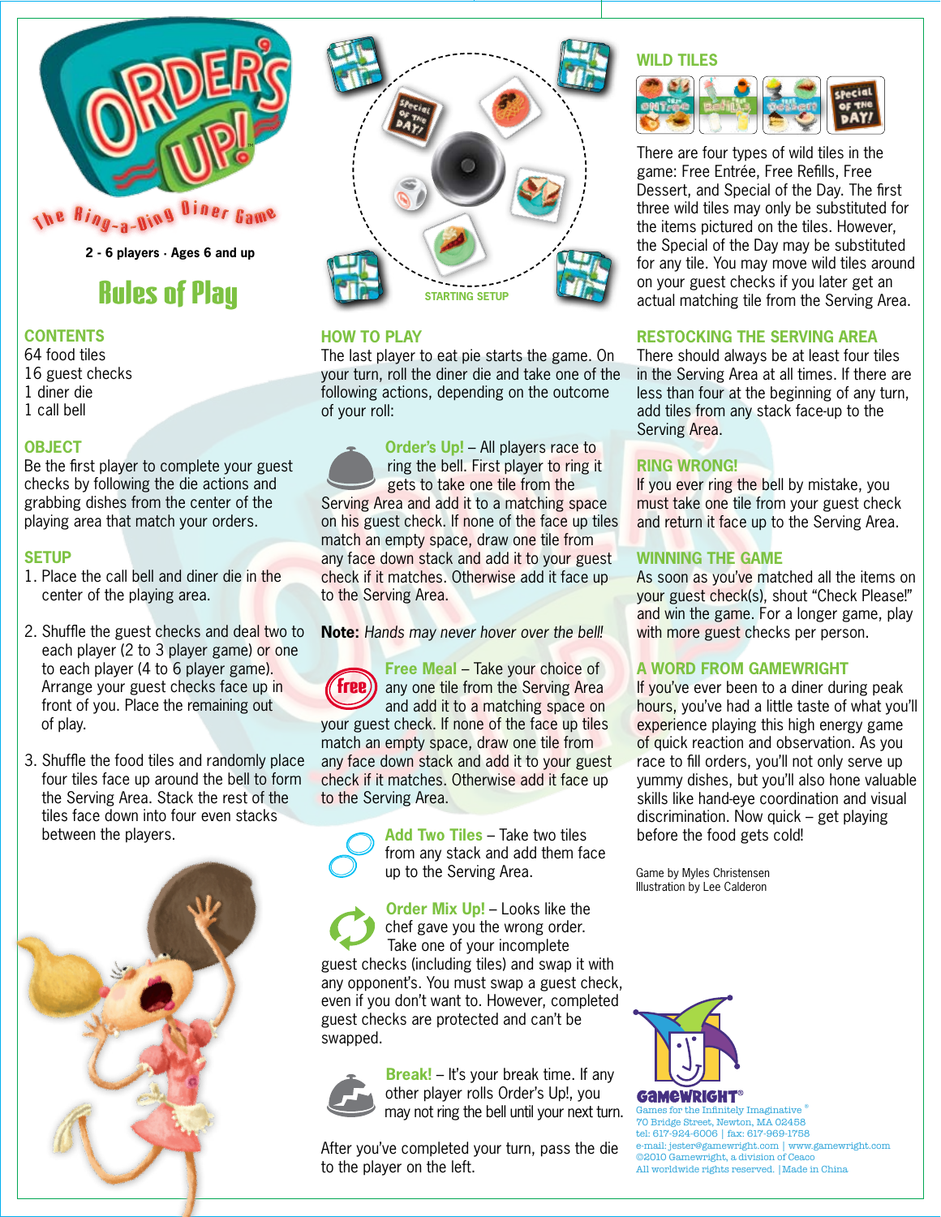# ORDER'S UP!

The Ring-a-Ding Diner Game

2 - 6 players · Ages 6 and up

## Rules of Play

### CONTENTS

64 food tiles
16 guest checks
1 diner die
1 call bell

### OBJECT

Be the first player to complete your guest checks by following the die actions and grabbing dishes from the center of the playing area that match your orders.

### SETUP

1. Place the call bell and diner die in the center of the playing area.
2. Shuffle the guest checks and deal two to each player (2 to 3 player game) or one to each player (4 to 6 player game). Arrange your guest checks face up in front of you. Place the remaining out of play.
3. Shuffle the food tiles and randomly place four tiles face up around the bell to form the Serving Area. Stack the rest of the tiles face down into four even stacks between the players.

STARTING SETUP

### HOW TO PLAY

The last player to eat pie starts the game. On your turn, roll the diner die and take one of the following actions, depending on the outcome of your roll:

**Order's Up!** – All players race to ring the bell. First player to ring it gets to take one tile from the Serving Area and add it to a matching space on his guest check. If none of the face up tiles match an empty space, draw one tile from any face down stack and add it to your guest check if it matches. Otherwise add it face up to the Serving Area.

**Note:** *Hands may never hover over the bell!*

**Free Meal** – Take your choice of any one tile from the Serving Area and add it to a matching space on your guest check. If none of the face up tiles match an empty space, draw one tile from any face down stack and add it to your guest check if it matches. Otherwise add it face up to the Serving Area.

**Add Two Tiles** – Take two tiles from any stack and add them face up to the Serving Area.

**Order Mix Up!** – Looks like the chef gave you the wrong order. Take one of your incomplete guest checks (including tiles) and swap it with any opponent's. You must swap a guest check, even if you don't want to. However, completed guest checks are protected and can't be swapped.

**Break!** – It's your break time. If any other player rolls Order's Up!, you may not ring the bell until your next turn.

After you've completed your turn, pass the die to the player on the left.

### WILD TILES

There are four types of wild tiles in the game: Free Entrée, Free Refills, Free Dessert, and Special of the Day. The first three wild tiles may only be substituted for the items pictured on the tiles. However, the Special of the Day may be substituted for any tile. You may move wild tiles around on your guest checks if you later get an actual matching tile from the Serving Area.

### RESTOCKING THE SERVING AREA

There should always be at least four tiles in the Serving Area at all times. If there are less than four at the beginning of any turn, add tiles from any stack face-up to the Serving Area.

### RING WRONG!

If you ever ring the bell by mistake, you must take one tile from your guest check and return it face up to the Serving Area.

### WINNING THE GAME

As soon as you've matched all the items on your guest check(s), shout "Check Please!" and win the game. For a longer game, play with more guest checks per person.

### A WORD FROM GAMEWRIGHT

If you've ever been to a diner during peak hours, you've had a little taste of what you'll experience playing this high energy game of quick reaction and observation. As you race to fill orders, you'll not only serve up yummy dishes, but you'll also hone valuable skills like hand-eye coordination and visual discrimination. Now quick – get playing before the food gets cold!

Game by Myles Christensen
Illustration by Lee Calderon

GAMEWRIGHT®
Games for the Infinitely Imaginative®
70 Bridge Street, Newton, MA 02458
tel: 617-924-6006 | fax: 617-969-1758
e-mail: jester@gamewright.com | www.gamewright.com
©2010 Gamewright, a division of Ceaco
All worldwide rights reserved. | Made in China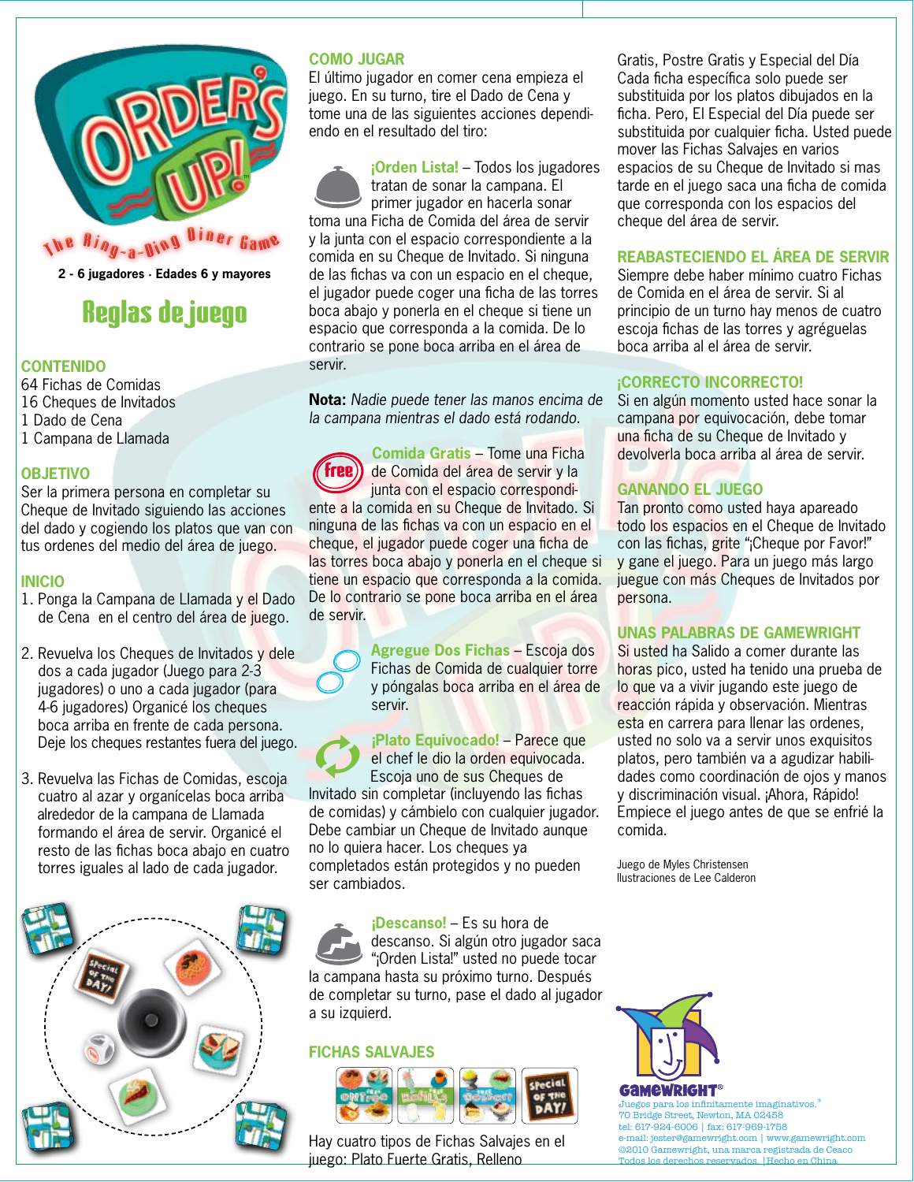# ORDER'S UP!

The Ring-a-Ding Diner Game

**2 - 6 jugadores · Edades 6 y mayores**

## Reglas de juego

### CONTENIDO

64 Fichas de Comidas
16 Cheques de Invitados
1 Dado de Cena
1 Campana de Llamada

### OBJETIVO

Ser la primera persona en completar su Cheque de Invitado siguiendo las acciones del dado y cogiendo los platos que van con tus ordenes del medio del área de juego.

### INICIO

1. Ponga la Campana de Llamada y el Dado de Cena en el centro del área de juego.
2. Revuelva los Cheques de Invitados y dele dos a cada jugador (Juego para 2-3 jugadores) o uno a cada jugador (para 4-6 jugadores) Organicé los cheques boca arriba en frente de cada persona. Deje los cheques restantes fuera del juego.
3. Revuelva las Fichas de Comidas, escoja cuatro al azar y organícelas boca arriba alrededor de la campana de Llamada formando el área de servir. Organicé el resto de las fichas boca abajo en cuatro torres iguales al lado de cada jugador.

### COMO JUGAR

El último jugador en comer cena empieza el juego. En su turno, tire el Dado de Cena y tome una de las siguientes acciones dependiendo en el resultado del tiro:

**¡Orden Lista!** – Todos los jugadores tratan de sonar la campana. El primer jugador en hacerla sonar toma una Ficha de Comida del área de servir y la junta con el espacio correspondiente a la comida en su Cheque de Invitado. Si ninguna de las fichas va con un espacio en el cheque, el jugador puede coger una ficha de las torres boca abajo y ponerla en el cheque si tiene un espacio que corresponda a la comida. De lo contrario se pone boca arriba en el área de servir.

**Nota:** *Nadie puede tener las manos encima de la campana mientras el dado está rodando.*

**Comida Gratis** – Tome una Ficha de Comida del área de servir y la junta con el espacio correspondiente a la comida en su Cheque de Invitado. Si ninguna de las fichas va con un espacio en el cheque, el jugador puede coger una ficha de las torres boca abajo y ponerla en el cheque si tiene un espacio que corresponda a la comida. De lo contrario se pone boca arriba en el área de servir.

**Agregue Dos Fichas** – Escoja dos Fichas de Comida de cualquier torre y póngalas boca arriba en el área de servir.

**¡Plato Equivocado!** – Parece que el chef le dio la orden equivocada. Escoja uno de sus Cheques de Invitado sin completar (incluyendo las fichas de comidas) y cámbielo con cualquier jugador. Debe cambiar un Cheque de Invitado aunque no lo quiera hacer. Los cheques ya completados están protegidos y no pueden ser cambiados.

**¡Descanso!** – Es su hora de descanso. Si algún otro jugador saca "¡Orden Lista!" usted no puede tocar la campana hasta su próximo turno. Después de completar su turno, pase el dado al jugador a su izquierd.

### FICHAS SALVAJES

Hay cuatro tipos de Fichas Salvajes en el juego: Plato Fuerte Gratis, Relleno Gratis, Postre Gratis y Especial del Día Cada ficha específica solo puede ser substituida por los platos dibujados en la ficha. Pero, El Especial del Día puede ser substituida por cualquier ficha. Usted puede mover las Fichas Salvajes en varios espacios de su Cheque de Invitado si mas tarde en el juego saca una ficha de comida que corresponda con los espacios del cheque del área de servir.

### REABASTECIENDO EL ÁREA DE SERVIR

Siempre debe haber mínimo cuatro Fichas de Comida en el área de servir. Si al principio de un turno hay menos de cuatro escoja fichas de las torres y agréguelas boca arriba al el área de servir.

### ¡CORRECTO INCORRECTO!

Si en algún momento usted hace sonar la campana por equivocación, debe tomar una ficha de su Cheque de Invitado y devolverla boca arriba al área de servir.

### GANANDO EL JUEGO

Tan pronto como usted haya apareado todo los espacios en el Cheque de Invitado con las fichas, grite "¡Cheque por Favor!" y gane el juego. Para un juego más largo juegue con más Cheques de Invitados por persona.

### UNAS PALABRAS DE GAMEWRIGHT

Si usted ha Salido a comer durante las horas pico, usted ha tenido una prueba de lo que va a vivir jugando este juego de reacción rápida y observación. Mientras esta en carrera para llenar las ordenes, usted no solo va a servir unos exquisitos platos, pero también va a agudizar habilidades como coordinación de ojos y manos y discriminación visual. ¡Ahora, Rápido! Empiece el juego antes de que se enfrié la comida.

Juego de Myles Christensen
Ilustraciones de Lee Calderon

GAMEWRIGHT®
Juegos para los infinitamente imaginativos.®
70 Bridge Street, Newton, MA 02458
tel: 617-924-6006 | fax: 617-969-1758
e-mail: jester@gamewright.com | www.gamewright.com
©2010 Gamewright, una marca registrada de Ceaco
Todos los derechos reservados. | Hecho en China